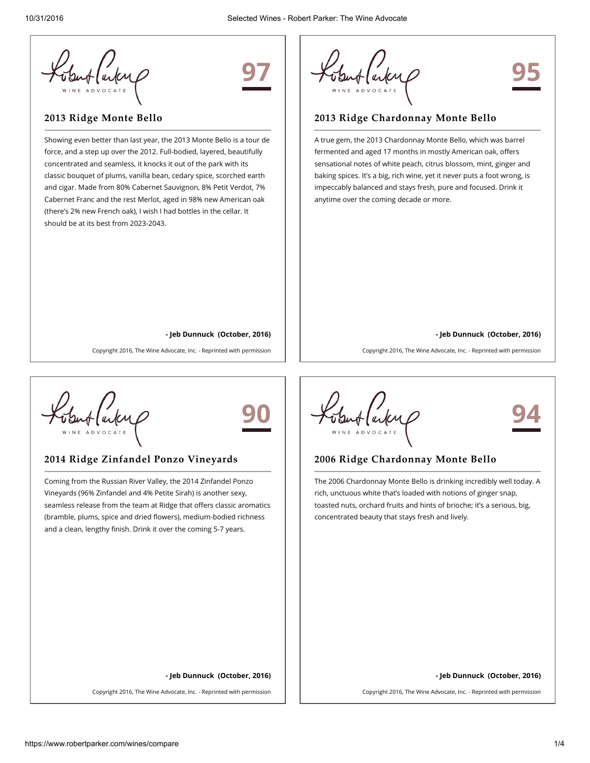## 2013 Ridge Monte Bello

**97**

Showing even better than last year, the 2013 Monte Bello is a tour de force, and a step up over the 2012. Full-bodied, layered, beautifully concentrated and seamless, it knocks it out of the park with its classic bouquet of plums, vanilla bean, cedary spice, scorched earth and cigar. Made from 80% Cabernet Sauvignon, 8% Petit Verdot, 7% Cabernet Franc and the rest Merlot, aged in 98% new American oak (there's 2% new French oak), I wish I had bottles in the cellar. It should be at its best from 2023-2043.

**- Jeb Dunnuck (October, 2016)**

Copyright 2016, The Wine Advocate, Inc. - Reprinted with permission

## 2013 Ridge Chardonnay Monte Bello

**95**

A true gem, the 2013 Chardonnay Monte Bello, which was barrel fermented and aged 17 months in mostly American oak, offers sensational notes of white peach, citrus blossom, mint, ginger and baking spices. It's a big, rich wine, yet it never puts a foot wrong, is impeccably balanced and stays fresh, pure and focused. Drink it anytime over the coming decade or more.

**- Jeb Dunnuck (October, 2016)**

Copyright 2016, The Wine Advocate, Inc. - Reprinted with permission

## 2014 Ridge Zinfandel Ponzo Vineyards

**90**

Coming from the Russian River Valley, the 2014 Zinfandel Ponzo Vineyards (96% Zinfandel and 4% Petite Sirah) is another sexy, seamless release from the team at Ridge that offers classic aromatics (bramble, plums, spice and dried flowers), medium-bodied richness and a clean, lengthy finish. Drink it over the coming 5-7 years.

**- Jeb Dunnuck (October, 2016)**

Copyright 2016, The Wine Advocate, Inc. - Reprinted with permission

## 2006 Ridge Chardonnay Monte Bello

**94**

The 2006 Chardonnay Monte Bello is drinking incredibly well today. A rich, unctuous white that's loaded with notions of ginger snap, toasted nuts, orchard fruits and hints of brioche; it's a serious, big, concentrated beauty that stays fresh and lively.

**- Jeb Dunnuck (October, 2016)**

Copyright 2016, The Wine Advocate, Inc. - Reprinted with permission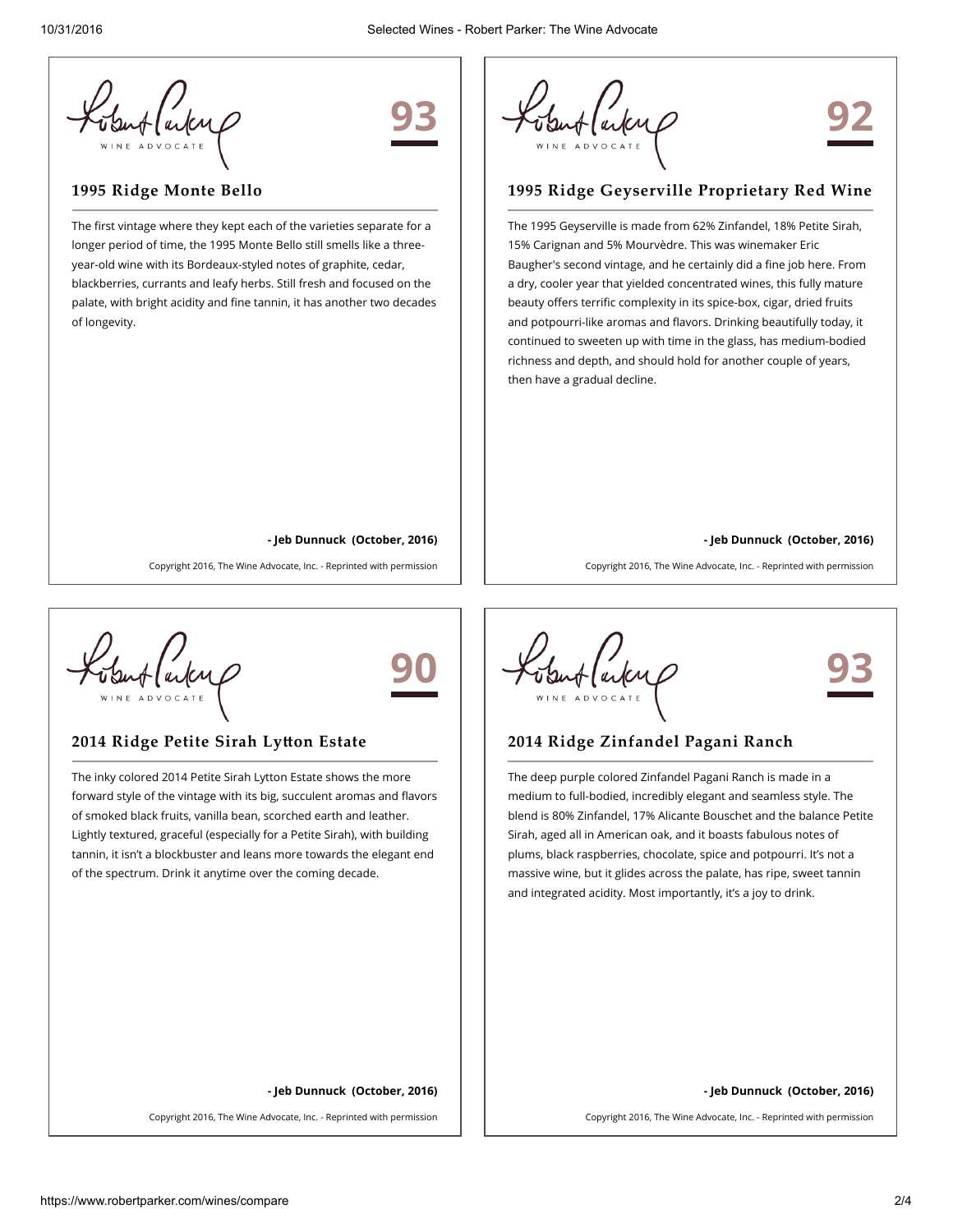WINE ADVOCATE

**93**

## 1995 Ridge Monte Bello

The first vintage where they kept each of the varieties separate for a longer period of time, the 1995 Monte Bello still smells like a three-year-old wine with its Bordeaux-styled notes of graphite, cedar, blackberries, currants and leafy herbs. Still fresh and focused on the palate, with bright acidity and fine tannin, it has another two decades of longevity.

**- Jeb Dunnuck (October, 2016)**

Copyright 2016, The Wine Advocate, Inc. - Reprinted with permission

WINE ADVOCATE

**92**

## 1995 Ridge Geyserville Proprietary Red Wine

The 1995 Geyserville is made from 62% Zinfandel, 18% Petite Sirah, 15% Carignan and 5% Mourvèdre. This was winemaker Eric Baugher's second vintage, and he certainly did a fine job here. From a dry, cooler year that yielded concentrated wines, this fully mature beauty offers terrific complexity in its spice-box, cigar, dried fruits and potpourri-like aromas and flavors. Drinking beautifully today, it continued to sweeten up with time in the glass, has medium-bodied richness and depth, and should hold for another couple of years, then have a gradual decline.

**- Jeb Dunnuck (October, 2016)**

Copyright 2016, The Wine Advocate, Inc. - Reprinted with permission

WINE ADVOCATE

**90**

## 2014 Ridge Petite Sirah Lytton Estate

The inky colored 2014 Petite Sirah Lytton Estate shows the more forward style of the vintage with its big, succulent aromas and flavors of smoked black fruits, vanilla bean, scorched earth and leather. Lightly textured, graceful (especially for a Petite Sirah), with building tannin, it isn't a blockbuster and leans more towards the elegant end of the spectrum. Drink it anytime over the coming decade.

**- Jeb Dunnuck (October, 2016)**

Copyright 2016, The Wine Advocate, Inc. - Reprinted with permission

WINE ADVOCATE

**93**

## 2014 Ridge Zinfandel Pagani Ranch

The deep purple colored Zinfandel Pagani Ranch is made in a medium to full-bodied, incredibly elegant and seamless style. The blend is 80% Zinfandel, 17% Alicante Bouschet and the balance Petite Sirah, aged all in American oak, and it boasts fabulous notes of plums, black raspberries, chocolate, spice and potpourri. It's not a massive wine, but it glides across the palate, has ripe, sweet tannin and integrated acidity. Most importantly, it's a joy to drink.

**- Jeb Dunnuck (October, 2016)**

Copyright 2016, The Wine Advocate, Inc. - Reprinted with permission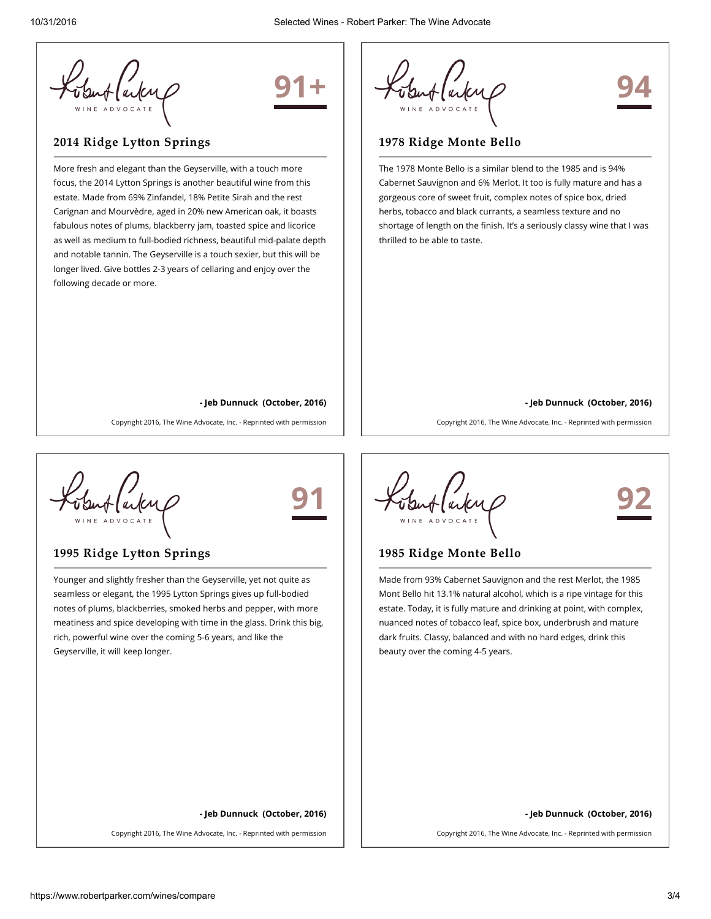WINE ADVOCATE

**91+**

## 2014 Ridge Lytton Springs

More fresh and elegant than the Geyserville, with a touch more focus, the 2014 Lytton Springs is another beautiful wine from this estate. Made from 69% Zinfandel, 18% Petite Sirah and the rest Carignan and Mourvèdre, aged in 20% new American oak, it boasts fabulous notes of plums, blackberry jam, toasted spice and licorice as well as medium to full-bodied richness, beautiful mid-palate depth and notable tannin. The Geyserville is a touch sexier, but this will be longer lived. Give bottles 2-3 years of cellaring and enjoy over the following decade or more.

**- Jeb Dunnuck (October, 2016)**

Copyright 2016, The Wine Advocate, Inc. - Reprinted with permission

WINE ADVOCATE

**94**

## 1978 Ridge Monte Bello

The 1978 Monte Bello is a similar blend to the 1985 and is 94% Cabernet Sauvignon and 6% Merlot. It too is fully mature and has a gorgeous core of sweet fruit, complex notes of spice box, dried herbs, tobacco and black currants, a seamless texture and no shortage of length on the finish. It's a seriously classy wine that I was thrilled to be able to taste.

**- Jeb Dunnuck (October, 2016)**

Copyright 2016, The Wine Advocate, Inc. - Reprinted with permission

WINE ADVOCATE

**91**

## 1995 Ridge Lytton Springs

Younger and slightly fresher than the Geyserville, yet not quite as seamless or elegant, the 1995 Lytton Springs gives up full-bodied notes of plums, blackberries, smoked herbs and pepper, with more meatiness and spice developing with time in the glass. Drink this big, rich, powerful wine over the coming 5-6 years, and like the Geyserville, it will keep longer.

**- Jeb Dunnuck (October, 2016)**

Copyright 2016, The Wine Advocate, Inc. - Reprinted with permission

WINE ADVOCATE

**92**

## 1985 Ridge Monte Bello

Made from 93% Cabernet Sauvignon and the rest Merlot, the 1985 Mont Bello hit 13.1% natural alcohol, which is a ripe vintage for this estate. Today, it is fully mature and drinking at point, with complex, nuanced notes of tobacco leaf, spice box, underbrush and mature dark fruits. Classy, balanced and with no hard edges, drink this beauty over the coming 4-5 years.

**- Jeb Dunnuck (October, 2016)**

Copyright 2016, The Wine Advocate, Inc. - Reprinted with permission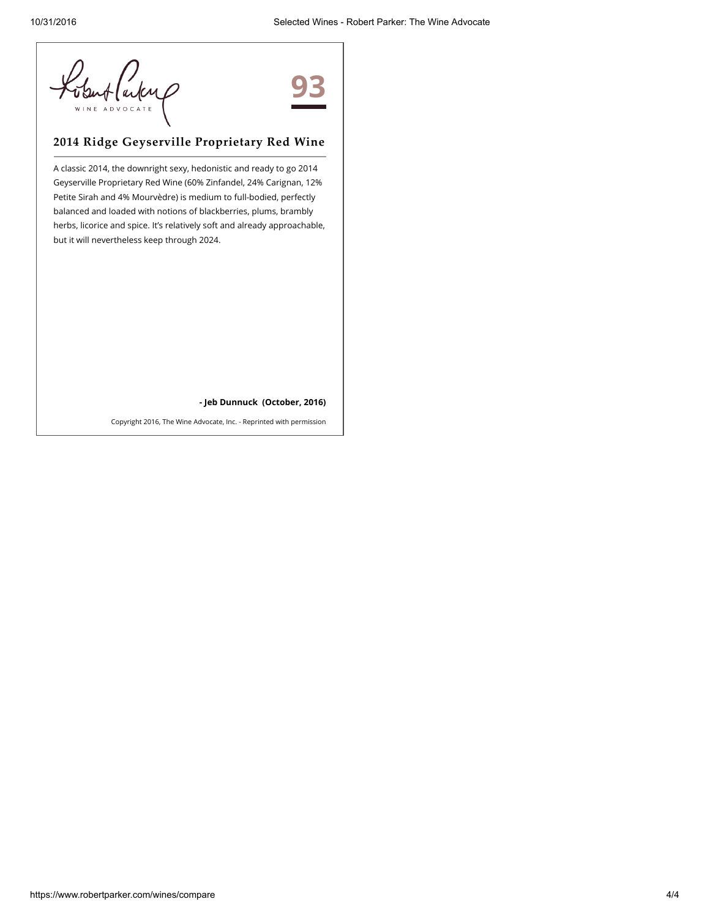WINE ADVOCATE

93

## 2014 Ridge Geyserville Proprietary Red Wine

A classic 2014, the downright sexy, hedonistic and ready to go 2014 Geyserville Proprietary Red Wine (60% Zinfandel, 24% Carignan, 12% Petite Sirah and 4% Mourvèdre) is medium to full-bodied, perfectly balanced and loaded with notions of blackberries, plums, brambly herbs, licorice and spice. It's relatively soft and already approachable, but it will nevertheless keep through 2024.

**- Jeb Dunnuck (October, 2016)**

Copyright 2016, The Wine Advocate, Inc. - Reprinted with permission